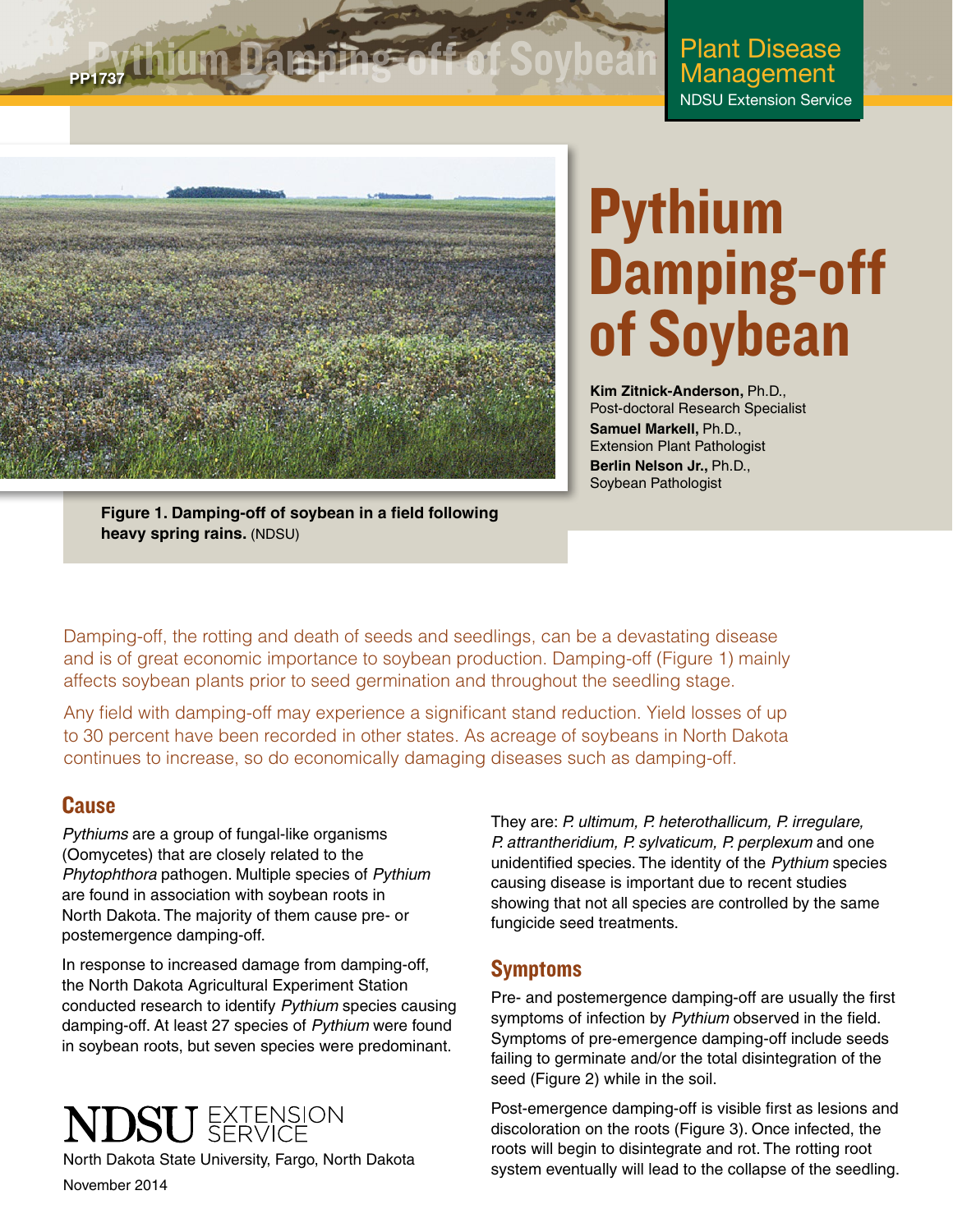PP1737

Plant Disease Management
NDSU Extension Service

# Pythium Damping-off of Soybean

**Kim Zitnick-Anderson,** Ph.D., Post-doctoral Research Specialist
**Samuel Markell,** Ph.D., Extension Plant Pathologist
**Berlin Nelson Jr.,** Ph.D., Soybean Pathologist

**Figure 1. Damping-off of soybean in a field following heavy spring rains.** (NDSU)

Damping-off, the rotting and death of seeds and seedlings, can be a devastating disease and is of great economic importance to soybean production. Damping-off (Figure 1) mainly affects soybean plants prior to seed germination and throughout the seedling stage.

Any field with damping-off may experience a significant stand reduction. Yield losses of up to 30 percent have been recorded in other states. As acreage of soybeans in North Dakota continues to increase, so do economically damaging diseases such as damping-off.

## Cause

*Pythiums* are a group of fungal-like organisms (Oomycetes) that are closely related to the *Phytophthora* pathogen. Multiple species of *Pythium* are found in association with soybean roots in North Dakota. The majority of them cause pre- or postemergence damping-off.

In response to increased damage from damping-off, the North Dakota Agricultural Experiment Station conducted research to identify *Pythium* species causing damping-off. At least 27 species of *Pythium* were found in soybean roots, but seven species were predominant. They are: *P. ultimum, P. heterothallicum, P. irregulare, P. attrantheridium, P. sylvaticum, P. perplexum* and one unidentified species. The identity of the *Pythium* species causing disease is important due to recent studies showing that not all species are controlled by the same fungicide seed treatments.

## Symptoms

Pre- and postemergence damping-off are usually the first symptoms of infection by *Pythium* observed in the field. Symptoms of pre-emergence damping-off include seeds failing to germinate and/or the total disintegration of the seed (Figure 2) while in the soil.

Post-emergence damping-off is visible first as lesions and discoloration on the roots (Figure 3). Once infected, the roots will begin to disintegrate and rot. The rotting root system eventually will lead to the collapse of the seedling.

NDSU EXTENSION SERVICE
North Dakota State University, Fargo, North Dakota
November 2014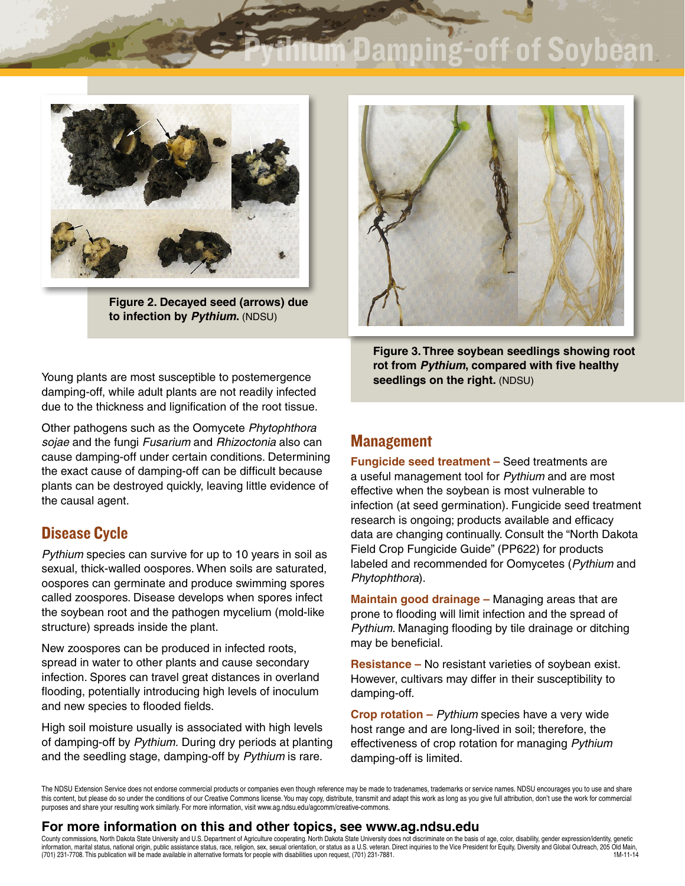Figure 2. **Decayed seed (arrows) due to infection by *Pythium*.** (NDSU)

Figure 3. **Three soybean seedlings showing root rot from *Pythium*, compared with five healthy seedlings on the right.** (NDSU)

Young plants are most susceptible to postemergence damping-off, while adult plants are not readily infected due to the thickness and lignification of the root tissue.

Other pathogens such as the Oomycete *Phytophthora sojae* and the fungi *Fusarium* and *Rhizoctonia* also can cause damping-off under certain conditions. Determining the exact cause of damping-off can be difficult because plants can be destroyed quickly, leaving little evidence of the causal agent.

## Disease Cycle

*Pythium* species can survive for up to 10 years in soil as sexual, thick-walled oospores. When soils are saturated, oospores can germinate and produce swimming spores called zoospores. Disease develops when spores infect the soybean root and the pathogen mycelium (mold-like structure) spreads inside the plant.

New zoospores can be produced in infected roots, spread in water to other plants and cause secondary infection. Spores can travel great distances in overland flooding, potentially introducing high levels of inoculum and new species to flooded fields.

High soil moisture usually is associated with high levels of damping-off by *Pythium.* During dry periods at planting and the seedling stage, damping-off by *Pythium* is rare.

## Management

**Fungicide seed treatment –** Seed treatments are a useful management tool for *Pythium* and are most effective when the soybean is most vulnerable to infection (at seed germination). Fungicide seed treatment research is ongoing; products available and efficacy data are changing continually. Consult the "North Dakota Field Crop Fungicide Guide" (PP622) for products labeled and recommended for Oomycetes (*Pythium* and *Phytophthora*).

**Maintain good drainage –** Managing areas that are prone to flooding will limit infection and the spread of *Pythium*. Managing flooding by tile drainage or ditching may be beneficial.

**Resistance –** No resistant varieties of soybean exist. However, cultivars may differ in their susceptibility to damping-off.

**Crop rotation –** *Pythium* species have a very wide host range and are long-lived in soil; therefore, the effectiveness of crop rotation for managing *Pythium* damping-off is limited.

The NDSU Extension Service does not endorse commercial products or companies even though reference may be made to tradenames, trademarks or service names. NDSU encourages you to use and share this content, but please do so under the conditions of our Creative Commons license. You may copy, distribute, transmit and adapt this work as long as you give full attribution, don't use the work for commercial purposes and share your resulting work similarly. For more information, visit www.ag.ndsu.edu/agcomm/creative-commons.

**For more information on this and other topics, see www.ag.ndsu.edu**

County commissions, North Dakota State University and U.S. Department of Agriculture cooperating. North Dakota State University does not discriminate on the basis of age, color, disability, gender expression/identity, genetic information, marital status, national origin, public assistance status, race, religion, sex, sexual orientation, or status as a U.S. veteran. Direct inquiries to the Vice President for Equity, Diversity and Global Outreach, 205 Old Main, (701) 231-7708. This publication will be made available in alternative formats for people with disabilities upon request, (701) 231-7881. 1M-11-14